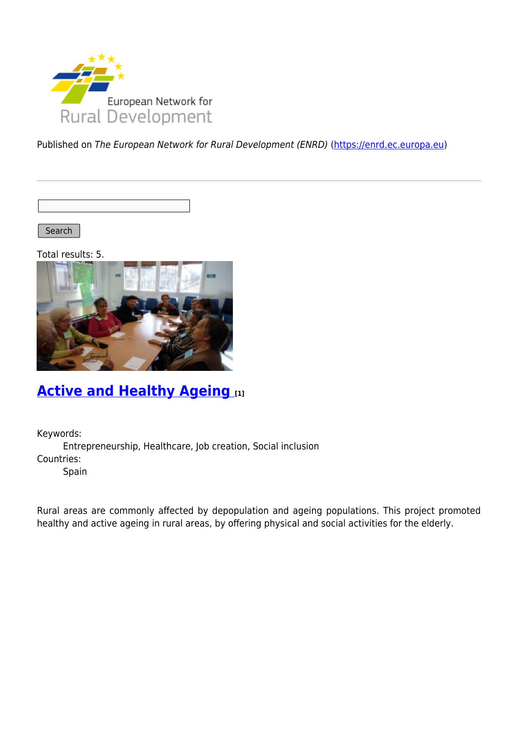Published on *The European Network for Rural Development (ENRD)* (https://enrd.ec.europa.eu)

Search

Total results: 5.

## Active and Healthy Ageing [1]

Keywords:
Entrepreneurship, Healthcare, Job creation, Social inclusion

Countries:
Spain

Rural areas are commonly affected by depopulation and ageing populations. This project promoted healthy and active ageing in rural areas, by offering physical and social activities for the elderly.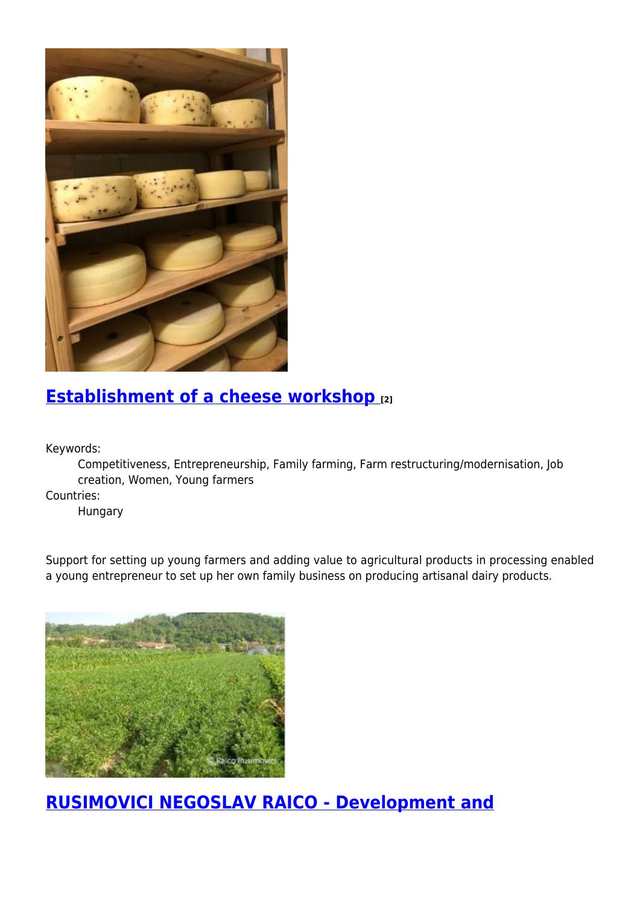## Establishment of a cheese workshop [2]

Keywords:

Competitiveness, Entrepreneurship, Family farming, Farm restructuring/modernisation, Job creation, Women, Young farmers

Countries:

Hungary

Support for setting up young farmers and adding value to agricultural products in processing enabled a young entrepreneur to set up her own family business on producing artisanal dairy products.

## RUSIMOVICI NEGOSLAV RAICO - Development and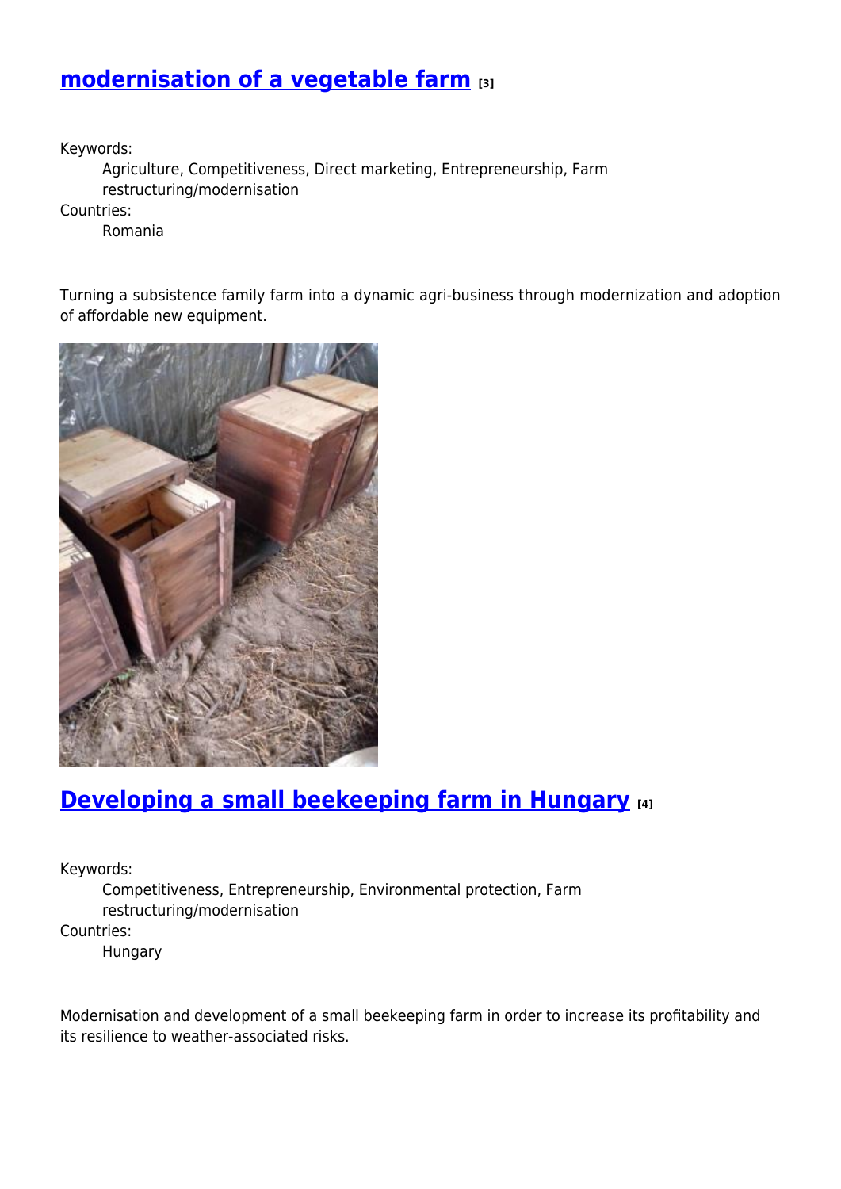## modernisation of a vegetable farm [3]

Keywords:
: Agriculture, Competitiveness, Direct marketing, Entrepreneurship, Farm restructuring/modernisation

Countries:
: Romania

Turning a subsistence family farm into a dynamic agri-business through modernization and adoption of affordable new equipment.

## Developing a small beekeeping farm in Hungary [4]

Keywords:
: Competitiveness, Entrepreneurship, Environmental protection, Farm restructuring/modernisation

Countries:
: Hungary

Modernisation and development of a small beekeeping farm in order to increase its profitability and its resilience to weather-associated risks.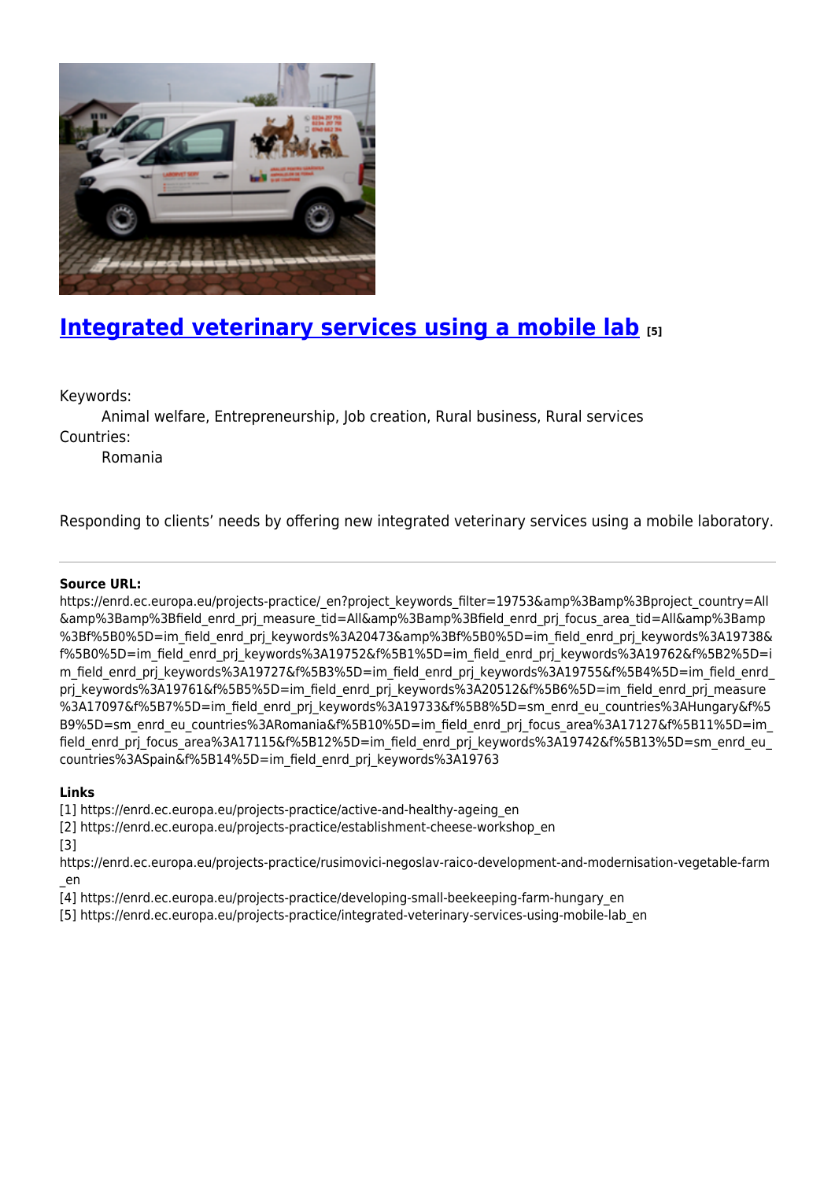## [Integrated veterinary services using a mobile lab](https://enrd.ec.europa.eu/projects-practice/integrated-veterinary-services-using-mobile-lab_en) [5]

Keywords:
Animal welfare, Entrepreneurship, Job creation, Rural business, Rural services

Countries:
Romania

Responding to clients' needs by offering new integrated veterinary services using a mobile laboratory.

---

**Source URL:** https://enrd.ec.europa.eu/projects-practice/_en?project_keywords_filter=19753&amp%3Bamp%3Bproject_country=All&amp%3Bamp%3Bfield_enrd_prj_measure_tid=All&amp%3Bamp%3Bfield_enrd_prj_focus_area_tid=All&amp%3Bamp%3Bf%5B0%5D=im_field_enrd_prj_keywords%3A20473&amp%3Bf%5B0%5D=im_field_enrd_prj_keywords%3A19738&f%5B0%5D=im_field_enrd_prj_keywords%3A19752&f%5B1%5D=im_field_enrd_prj_keywords%3A19762&f%5B2%5D=im_field_enrd_prj_keywords%3A19727&f%5B3%5D=im_field_enrd_prj_keywords%3A19755&f%5B4%5D=im_field_enrd_prj_keywords%3A19761&f%5B5%5D=im_field_enrd_prj_keywords%3A20512&f%5B6%5D=im_field_enrd_prj_measure%3A17097&f%5B7%5D=im_field_enrd_prj_keywords%3A19733&f%5B8%5D=sm_enrd_eu_countries%3AHungary&f%5B9%5D=sm_enrd_eu_countries%3ARomania&f%5B10%5D=im_field_enrd_prj_focus_area%3A17127&f%5B11%5D=im_field_enrd_prj_focus_area%3A17115&f%5B12%5D=im_field_enrd_prj_keywords%3A19742&f%5B13%5D=sm_enrd_eu_countries%3ASpain&f%5B14%5D=im_field_enrd_prj_keywords%3A19763

**Links**

[1] https://enrd.ec.europa.eu/projects-practice/active-and-healthy-ageing_en
[2] https://enrd.ec.europa.eu/projects-practice/establishment-cheese-workshop_en
[3] https://enrd.ec.europa.eu/projects-practice/rusimovici-negoslav-raico-development-and-modernisation-vegetable-farm_en
[4] https://enrd.ec.europa.eu/projects-practice/developing-small-beekeeping-farm-hungary_en
[5] https://enrd.ec.europa.eu/projects-practice/integrated-veterinary-services-using-mobile-lab_en